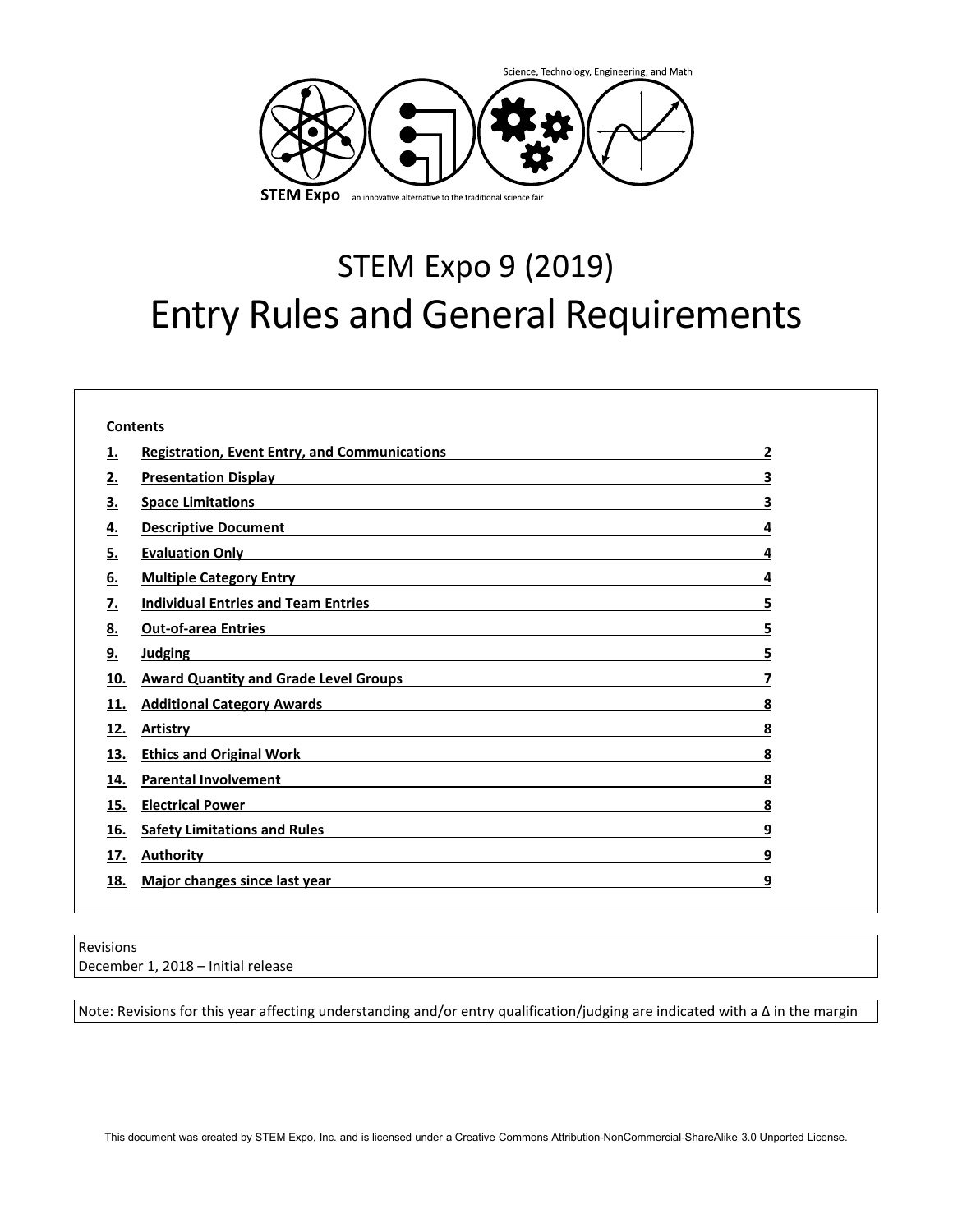Science, Technology, Engineering, and Math

**STEM Expo** an innovative alternative to the traditional science fair

# STEM Expo 9 (2019)

# Entry Rules and General Requirements

**Contents**

| | | |
|---|---|---|
| **1.** | **Registration, Event Entry, and Communications** | **2** |
| **2.** | **Presentation Display** | **3** |
| **3.** | **Space Limitations** | **3** |
| **4.** | **Descriptive Document** | **4** |
| **5.** | **Evaluation Only** | **4** |
| **6.** | **Multiple Category Entry** | **4** |
| **7.** | **Individual Entries and Team Entries** | **5** |
| **8.** | **Out-of-area Entries** | **5** |
| **9.** | **Judging** | **5** |
| **10.** | **Award Quantity and Grade Level Groups** | **7** |
| **11.** | **Additional Category Awards** | **8** |
| **12.** | **Artistry** | **8** |
| **13.** | **Ethics and Original Work** | **8** |
| **14.** | **Parental Involvement** | **8** |
| **15.** | **Electrical Power** | **8** |
| **16.** | **Safety Limitations and Rules** | **9** |
| **17.** | **Authority** | **9** |
| **18.** | **Major changes since last year** | **9** |

Revisions
December 1, 2018 – Initial release

Note: Revisions for this year affecting understanding and/or entry qualification/judging are indicated with a Δ in the margin

This document was created by STEM Expo, Inc. and is licensed under a Creative Commons Attribution-NonCommercial-ShareAlike 3.0 Unported License.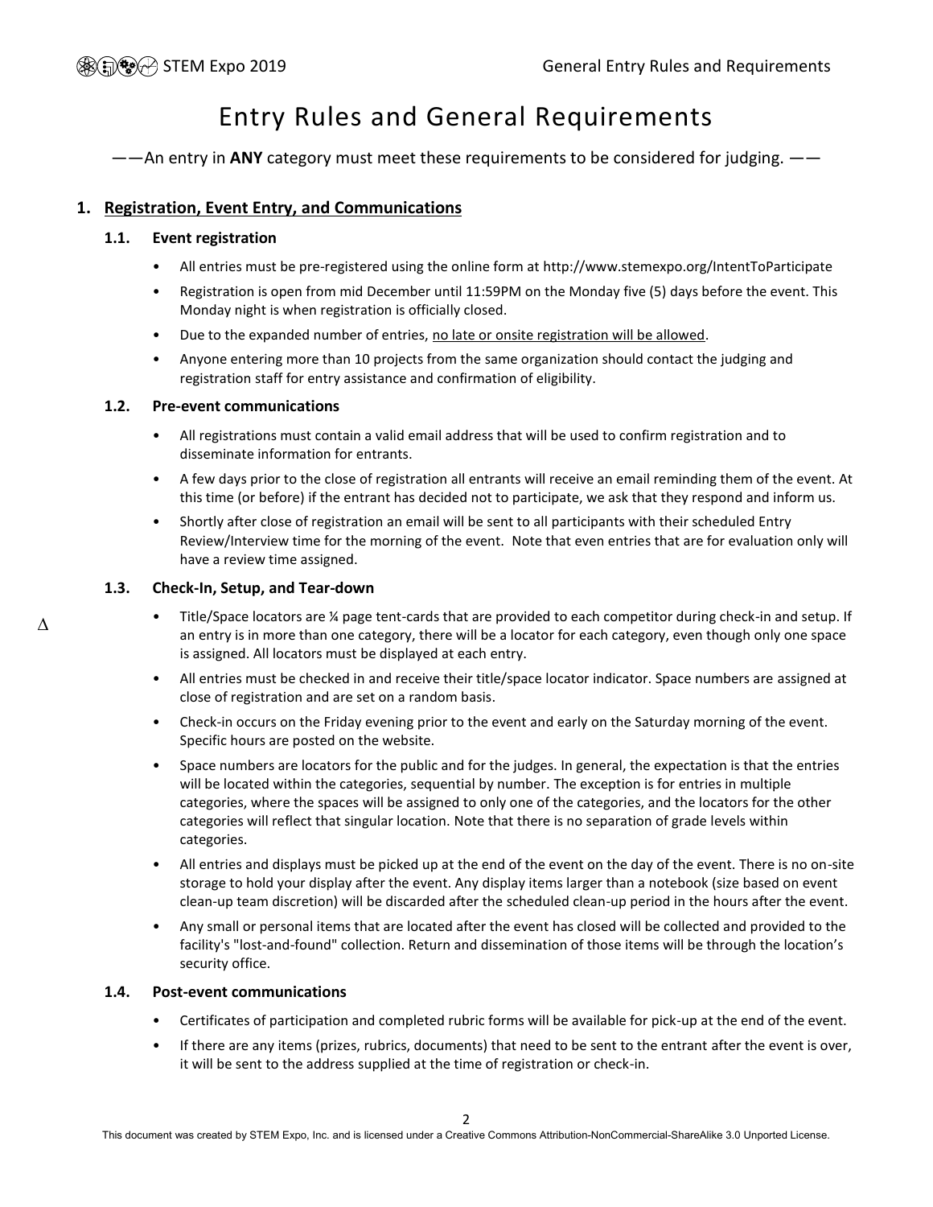# Entry Rules and General Requirements

——An entry in **ANY** category must meet these requirements to be considered for judging. ——

## 1. Registration, Event Entry, and Communications

### 1.1. Event registration

- All entries must be pre-registered using the online form at http://www.stemexpo.org/IntentToParticipate
- Registration is open from mid December until 11:59PM on the Monday five (5) days before the event. This Monday night is when registration is officially closed.
- Due to the expanded number of entries, no late or onsite registration will be allowed.
- Anyone entering more than 10 projects from the same organization should contact the judging and registration staff for entry assistance and confirmation of eligibility.

### 1.2. Pre-event communications

- All registrations must contain a valid email address that will be used to confirm registration and to disseminate information for entrants.
- A few days prior to the close of registration all entrants will receive an email reminding them of the event. At this time (or before) if the entrant has decided not to participate, we ask that they respond and inform us.
- Shortly after close of registration an email will be sent to all participants with their scheduled Entry Review/Interview time for the morning of the event. Note that even entries that are for evaluation only will have a review time assigned.

### 1.3. Check-In, Setup, and Tear-down

Δ

- Title/Space locators are ¼ page tent-cards that are provided to each competitor during check-in and setup. If an entry is in more than one category, there will be a locator for each category, even though only one space is assigned. All locators must be displayed at each entry.
- All entries must be checked in and receive their title/space locator indicator. Space numbers are assigned at close of registration and are set on a random basis.
- Check-in occurs on the Friday evening prior to the event and early on the Saturday morning of the event. Specific hours are posted on the website.
- Space numbers are locators for the public and for the judges. In general, the expectation is that the entries will be located within the categories, sequential by number. The exception is for entries in multiple categories, where the spaces will be assigned to only one of the categories, and the locators for the other categories will reflect that singular location. Note that there is no separation of grade levels within categories.
- All entries and displays must be picked up at the end of the event on the day of the event. There is no on-site storage to hold your display after the event. Any display items larger than a notebook (size based on event clean-up team discretion) will be discarded after the scheduled clean-up period in the hours after the event.
- Any small or personal items that are located after the event has closed will be collected and provided to the facility's "lost-and-found" collection. Return and dissemination of those items will be through the location's security office.

### 1.4. Post-event communications

- Certificates of participation and completed rubric forms will be available for pick-up at the end of the event.
- If there are any items (prizes, rubrics, documents) that need to be sent to the entrant after the event is over, it will be sent to the address supplied at the time of registration or check-in.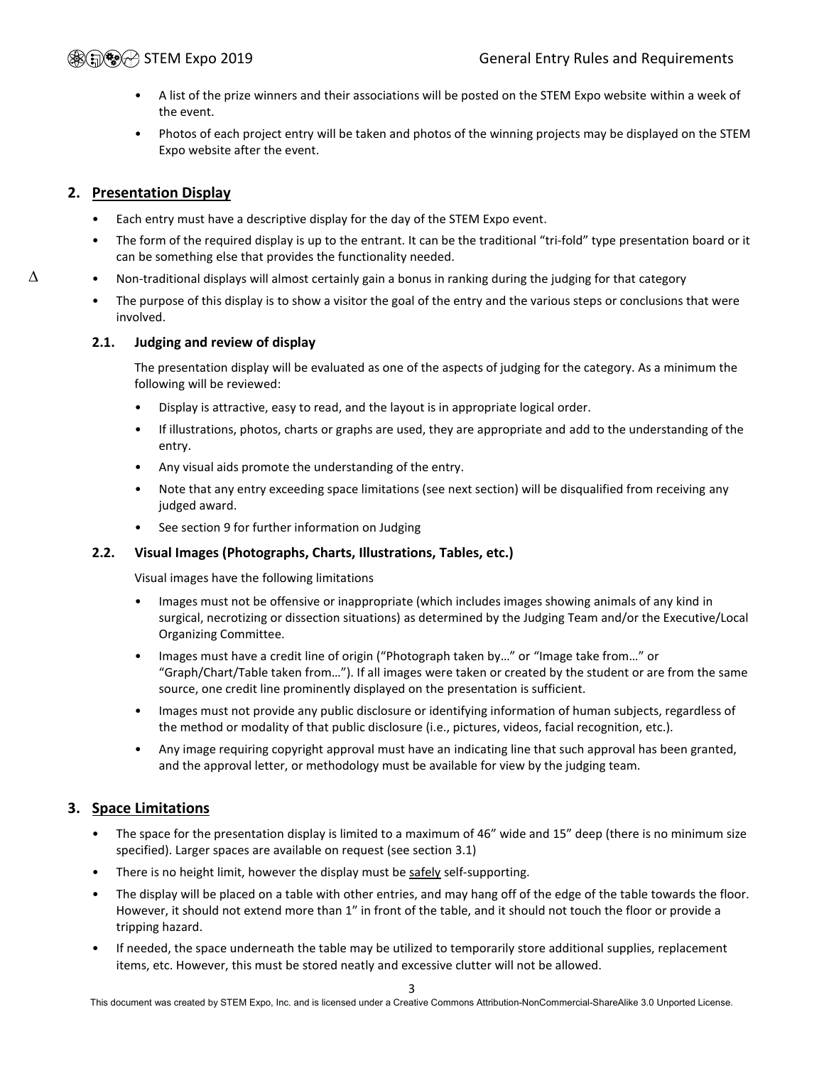- A list of the prize winners and their associations will be posted on the STEM Expo website within a week of the event.
- Photos of each project entry will be taken and photos of the winning projects may be displayed on the STEM Expo website after the event.

## 2. Presentation Display

- Each entry must have a descriptive display for the day of the STEM Expo event.
- The form of the required display is up to the entrant. It can be the traditional "tri-fold" type presentation board or it can be something else that provides the functionality needed.
- Δ Non-traditional displays will almost certainly gain a bonus in ranking during the judging for that category
- The purpose of this display is to show a visitor the goal of the entry and the various steps or conclusions that were involved.

### 2.1. Judging and review of display

The presentation display will be evaluated as one of the aspects of judging for the category. As a minimum the following will be reviewed:

- Display is attractive, easy to read, and the layout is in appropriate logical order.
- If illustrations, photos, charts or graphs are used, they are appropriate and add to the understanding of the entry.
- Any visual aids promote the understanding of the entry.
- Note that any entry exceeding space limitations (see next section) will be disqualified from receiving any judged award.
- See section 9 for further information on Judging

### 2.2. Visual Images (Photographs, Charts, Illustrations, Tables, etc.)

Visual images have the following limitations

- Images must not be offensive or inappropriate (which includes images showing animals of any kind in surgical, necrotizing or dissection situations) as determined by the Judging Team and/or the Executive/Local Organizing Committee.
- Images must have a credit line of origin ("Photograph taken by…" or "Image take from…" or "Graph/Chart/Table taken from…"). If all images were taken or created by the student or are from the same source, one credit line prominently displayed on the presentation is sufficient.
- Images must not provide any public disclosure or identifying information of human subjects, regardless of the method or modality of that public disclosure (i.e., pictures, videos, facial recognition, etc.).
- Any image requiring copyright approval must have an indicating line that such approval has been granted, and the approval letter, or methodology must be available for view by the judging team.

## 3. Space Limitations

- The space for the presentation display is limited to a maximum of 46" wide and 15" deep (there is no minimum size specified). Larger spaces are available on request (see section 3.1)
- There is no height limit, however the display must be safely self-supporting.
- The display will be placed on a table with other entries, and may hang off of the edge of the table towards the floor. However, it should not extend more than 1" in front of the table, and it should not touch the floor or provide a tripping hazard.
- If needed, the space underneath the table may be utilized to temporarily store additional supplies, replacement items, etc. However, this must be stored neatly and excessive clutter will not be allowed.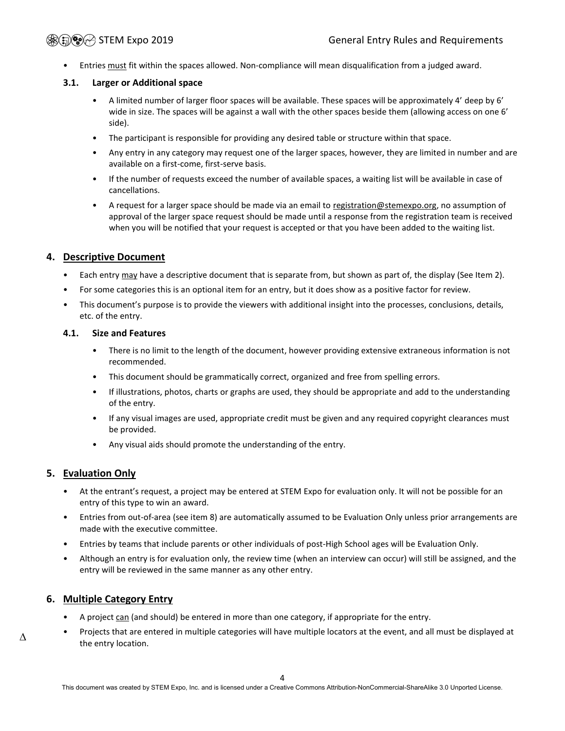- Entries <u>must</u> fit within the spaces allowed. Non-compliance will mean disqualification from a judged award.

### 3.1. Larger or Additional space

- A limited number of larger floor spaces will be available. These spaces will be approximately 4’ deep by 6’ wide in size. The spaces will be against a wall with the other spaces beside them (allowing access on one 6’ side).
- The participant is responsible for providing any desired table or structure within that space.
- Any entry in any category may request one of the larger spaces, however, they are limited in number and are available on a first-come, first-serve basis.
- If the number of requests exceed the number of available spaces, a waiting list will be available in case of cancellations.
- A request for a larger space should be made via an email to registration@stemexpo.org, no assumption of approval of the larger space request should be made until a response from the registration team is received when you will be notified that your request is accepted or that you have been added to the waiting list.

## 4. Descriptive Document

- Each entry <u>may</u> have a descriptive document that is separate from, but shown as part of, the display (See Item 2).
- For some categories this is an optional item for an entry, but it does show as a positive factor for review.
- This document’s purpose is to provide the viewers with additional insight into the processes, conclusions, details, etc. of the entry.

### 4.1. Size and Features

- There is no limit to the length of the document, however providing extensive extraneous information is not recommended.
- This document should be grammatically correct, organized and free from spelling errors.
- If illustrations, photos, charts or graphs are used, they should be appropriate and add to the understanding of the entry.
- If any visual images are used, appropriate credit must be given and any required copyright clearances must be provided.
- Any visual aids should promote the understanding of the entry.

## 5. Evaluation Only

- At the entrant’s request, a project may be entered at STEM Expo for evaluation only. It will not be possible for an entry of this type to win an award.
- Entries from out-of-area (see item 8) are automatically assumed to be Evaluation Only unless prior arrangements are made with the executive committee.
- Entries by teams that include parents or other individuals of post-High School ages will be Evaluation Only.
- Although an entry is for evaluation only, the review time (when an interview can occur) will still be assigned, and the entry will be reviewed in the same manner as any other entry.

## 6. Multiple Category Entry

- A project <u>can</u> (and should) be entered in more than one category, if appropriate for the entry.
- Δ Projects that are entered in multiple categories will have multiple locators at the event, and all must be displayed at the entry location.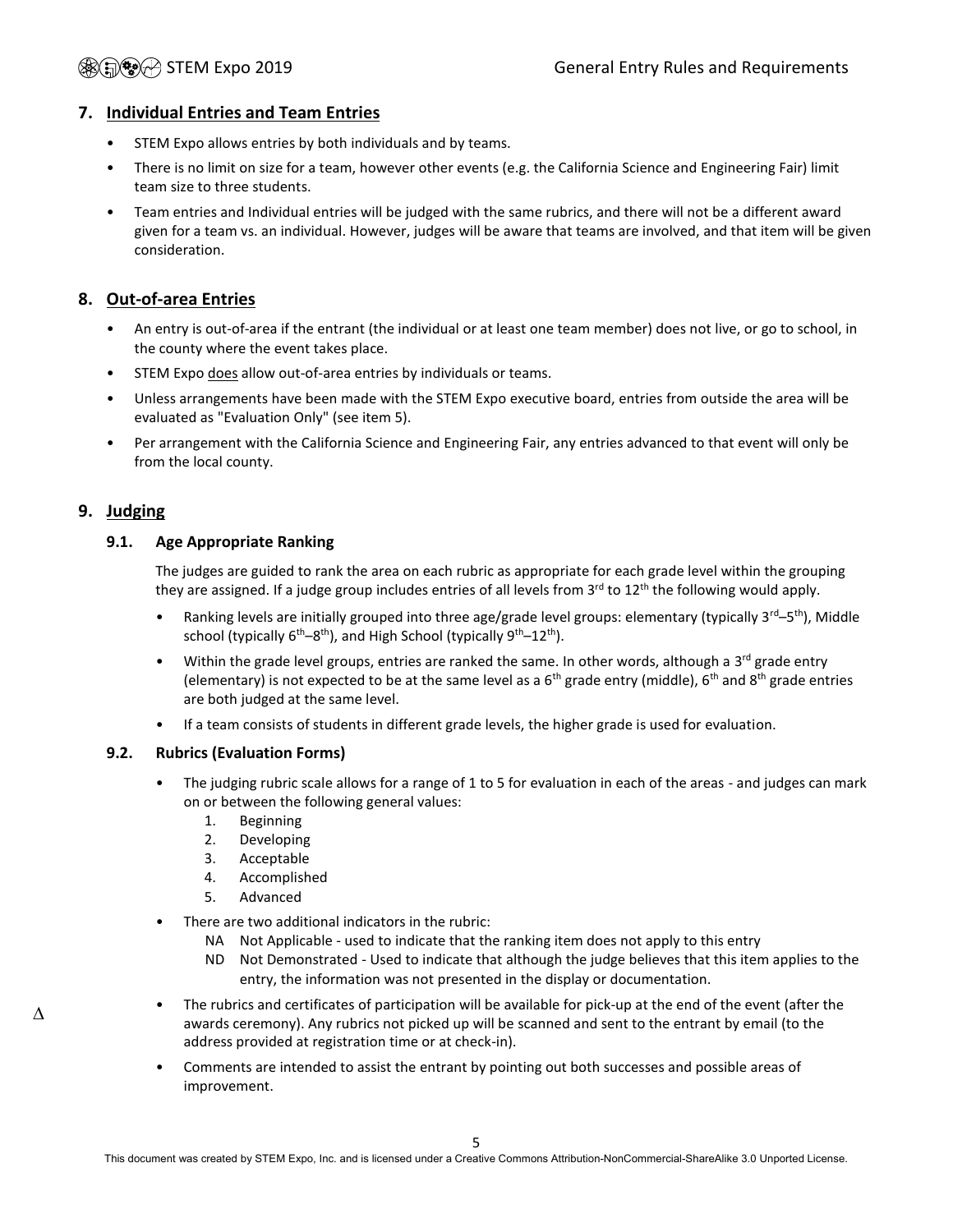## 7. Individual Entries and Team Entries

- STEM Expo allows entries by both individuals and by teams.
- There is no limit on size for a team, however other events (e.g. the California Science and Engineering Fair) limit team size to three students.
- Team entries and Individual entries will be judged with the same rubrics, and there will not be a different award given for a team vs. an individual. However, judges will be aware that teams are involved, and that item will be given consideration.

## 8. Out-of-area Entries

- An entry is out-of-area if the entrant (the individual or at least one team member) does not live, or go to school, in the county where the event takes place.
- STEM Expo does allow out-of-area entries by individuals or teams.
- Unless arrangements have been made with the STEM Expo executive board, entries from outside the area will be evaluated as "Evaluation Only" (see item 5).
- Per arrangement with the California Science and Engineering Fair, any entries advanced to that event will only be from the local county.

## 9. Judging

### 9.1. Age Appropriate Ranking

The judges are guided to rank the area on each rubric as appropriate for each grade level within the grouping they are assigned. If a judge group includes entries of all levels from 3rd to 12th the following would apply.

- Ranking levels are initially grouped into three age/grade level groups: elementary (typically 3rd–5th), Middle school (typically 6th–8th), and High School (typically 9th–12th).
- Within the grade level groups, entries are ranked the same. In other words, although a 3rd grade entry (elementary) is not expected to be at the same level as a 6th grade entry (middle), 6th and 8th grade entries are both judged at the same level.
- If a team consists of students in different grade levels, the higher grade is used for evaluation.

### 9.2. Rubrics (Evaluation Forms)

- The judging rubric scale allows for a range of 1 to 5 for evaluation in each of the areas - and judges can mark on or between the following general values:
  1. Beginning
  2. Developing
  3. Acceptable
  4. Accomplished
  5. Advanced
- There are two additional indicators in the rubric:
  - NA Not Applicable - used to indicate that the ranking item does not apply to this entry
  - ND Not Demonstrated - Used to indicate that although the judge believes that this item applies to the entry, the information was not presented in the display or documentation.
- Δ The rubrics and certificates of participation will be available for pick-up at the end of the event (after the awards ceremony). Any rubrics not picked up will be scanned and sent to the entrant by email (to the address provided at registration time or at check-in).
- Comments are intended to assist the entrant by pointing out both successes and possible areas of improvement.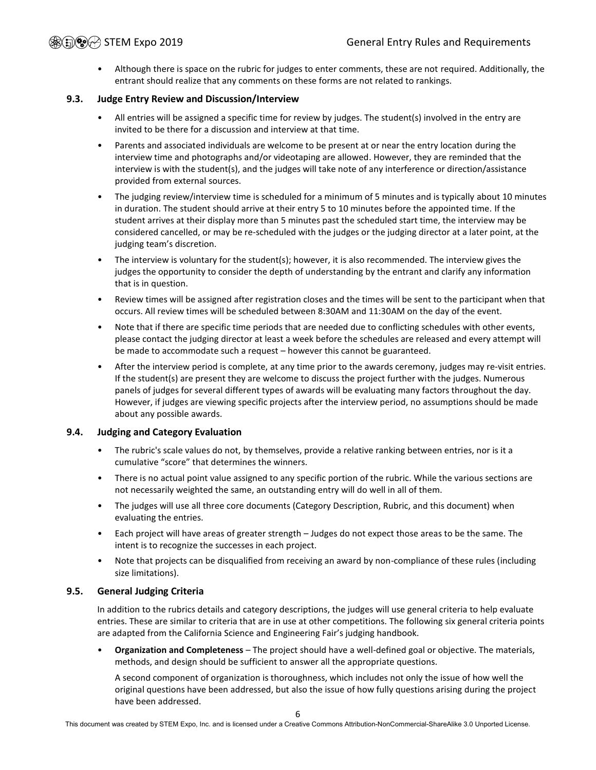- Although there is space on the rubric for judges to enter comments, these are not required. Additionally, the entrant should realize that any comments on these forms are not related to rankings.

### 9.3. Judge Entry Review and Discussion/Interview

- All entries will be assigned a specific time for review by judges. The student(s) involved in the entry are invited to be there for a discussion and interview at that time.
- Parents and associated individuals are welcome to be present at or near the entry location during the interview time and photographs and/or videotaping are allowed. However, they are reminded that the interview is with the student(s), and the judges will take note of any interference or direction/assistance provided from external sources.
- The judging review/interview time is scheduled for a minimum of 5 minutes and is typically about 10 minutes in duration. The student should arrive at their entry 5 to 10 minutes before the appointed time. If the student arrives at their display more than 5 minutes past the scheduled start time, the interview may be considered cancelled, or may be re-scheduled with the judges or the judging director at a later point, at the judging team's discretion.
- The interview is voluntary for the student(s); however, it is also recommended. The interview gives the judges the opportunity to consider the depth of understanding by the entrant and clarify any information that is in question.
- Review times will be assigned after registration closes and the times will be sent to the participant when that occurs. All review times will be scheduled between 8:30AM and 11:30AM on the day of the event.
- Note that if there are specific time periods that are needed due to conflicting schedules with other events, please contact the judging director at least a week before the schedules are released and every attempt will be made to accommodate such a request – however this cannot be guaranteed.
- After the interview period is complete, at any time prior to the awards ceremony, judges may re-visit entries. If the student(s) are present they are welcome to discuss the project further with the judges. Numerous panels of judges for several different types of awards will be evaluating many factors throughout the day. However, if judges are viewing specific projects after the interview period, no assumptions should be made about any possible awards.

### 9.4. Judging and Category Evaluation

- The rubric's scale values do not, by themselves, provide a relative ranking between entries, nor is it a cumulative "score" that determines the winners.
- There is no actual point value assigned to any specific portion of the rubric. While the various sections are not necessarily weighted the same, an outstanding entry will do well in all of them.
- The judges will use all three core documents (Category Description, Rubric, and this document) when evaluating the entries.
- Each project will have areas of greater strength – Judges do not expect those areas to be the same. The intent is to recognize the successes in each project.
- Note that projects can be disqualified from receiving an award by non-compliance of these rules (including size limitations).

### 9.5. General Judging Criteria

In addition to the rubrics details and category descriptions, the judges will use general criteria to help evaluate entries. These are similar to criteria that are in use at other competitions. The following six general criteria points are adapted from the California Science and Engineering Fair's judging handbook.

- **Organization and Completeness** – The project should have a well-defined goal or objective. The materials, methods, and design should be sufficient to answer all the appropriate questions.

  A second component of organization is thoroughness, which includes not only the issue of how well the original questions have been addressed, but also the issue of how fully questions arising during the project have been addressed.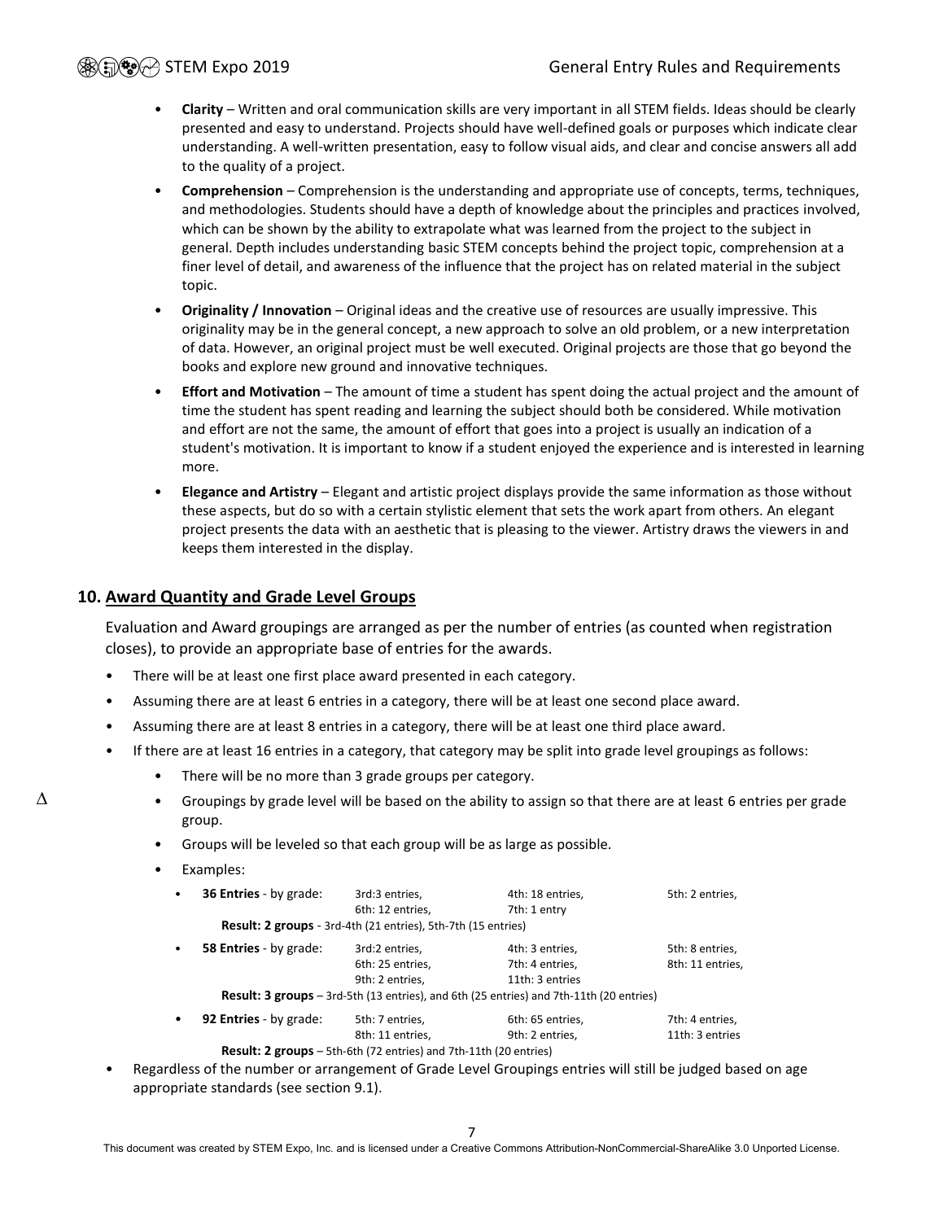- **Clarity** – Written and oral communication skills are very important in all STEM fields. Ideas should be clearly presented and easy to understand. Projects should have well-defined goals or purposes which indicate clear understanding. A well-written presentation, easy to follow visual aids, and clear and concise answers all add to the quality of a project.
- **Comprehension** – Comprehension is the understanding and appropriate use of concepts, terms, techniques, and methodologies. Students should have a depth of knowledge about the principles and practices involved, which can be shown by the ability to extrapolate what was learned from the project to the subject in general. Depth includes understanding basic STEM concepts behind the project topic, comprehension at a finer level of detail, and awareness of the influence that the project has on related material in the subject topic.
- **Originality / Innovation** – Original ideas and the creative use of resources are usually impressive. This originality may be in the general concept, a new approach to solve an old problem, or a new interpretation of data. However, an original project must be well executed. Original projects are those that go beyond the books and explore new ground and innovative techniques.
- **Effort and Motivation** – The amount of time a student has spent doing the actual project and the amount of time the student has spent reading and learning the subject should both be considered. While motivation and effort are not the same, the amount of effort that goes into a project is usually an indication of a student's motivation. It is important to know if a student enjoyed the experience and is interested in learning more.
- **Elegance and Artistry** – Elegant and artistic project displays provide the same information as those without these aspects, but do so with a certain stylistic element that sets the work apart from others. An elegant project presents the data with an aesthetic that is pleasing to the viewer. Artistry draws the viewers in and keeps them interested in the display.

## 10. Award Quantity and Grade Level Groups

Evaluation and Award groupings are arranged as per the number of entries (as counted when registration closes), to provide an appropriate base of entries for the awards.

- There will be at least one first place award presented in each category.
- Assuming there are at least 6 entries in a category, there will be at least one second place award.
- Assuming there are at least 8 entries in a category, there will be at least one third place award.
- If there are at least 16 entries in a category, that category may be split into grade level groupings as follows:
  - There will be no more than 3 grade groups per category.
  - Δ Groupings by grade level will be based on the ability to assign so that there are at least 6 entries per grade group.
  - Groups will be leveled so that each group will be as large as possible.
  - Examples:
    - **36 Entries** - by grade: 3rd:3 entries, 4th: 18 entries, 5th: 2 entries, 6th: 12 entries, 7th: 1 entry
      **Result: 2 groups** - 3rd-4th (21 entries), 5th-7th (15 entries)
    - **58 Entries** - by grade: 3rd:2 entries, 4th: 3 entries, 5th: 8 entries, 6th: 25 entries, 7th: 4 entries, 8th: 11 entries, 9th: 2 entries, 11th: 3 entries
      **Result: 3 groups** – 3rd-5th (13 entries), and 6th (25 entries) and 7th-11th (20 entries)
    - **92 Entries** - by grade: 5th: 7 entries, 6th: 65 entries, 7th: 4 entries, 8th: 11 entries, 9th: 2 entries, 11th: 3 entries
      **Result: 2 groups** – 5th-6th (72 entries) and 7th-11th (20 entries)
- Regardless of the number or arrangement of Grade Level Groupings entries will still be judged based on age appropriate standards (see section 9.1).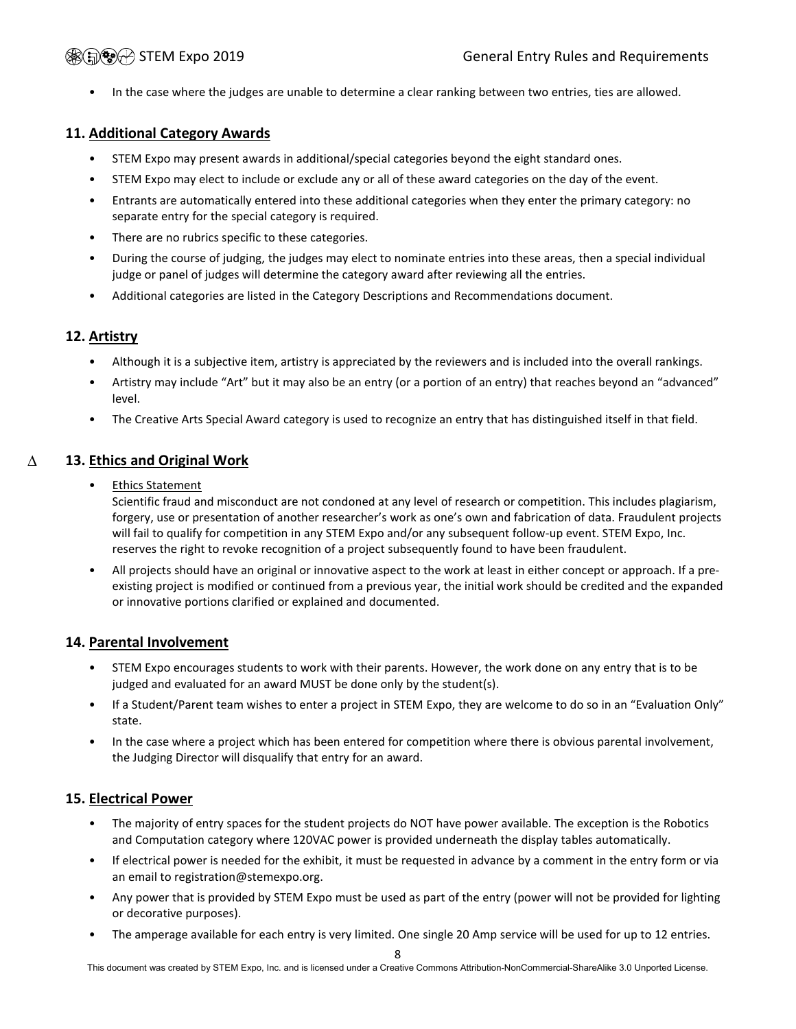- In the case where the judges are unable to determine a clear ranking between two entries, ties are allowed.

## 11. Additional Category Awards

- STEM Expo may present awards in additional/special categories beyond the eight standard ones.
- STEM Expo may elect to include or exclude any or all of these award categories on the day of the event.
- Entrants are automatically entered into these additional categories when they enter the primary category: no separate entry for the special category is required.
- There are no rubrics specific to these categories.
- During the course of judging, the judges may elect to nominate entries into these areas, then a special individual judge or panel of judges will determine the category award after reviewing all the entries.
- Additional categories are listed in the Category Descriptions and Recommendations document.

## 12. Artistry

- Although it is a subjective item, artistry is appreciated by the reviewers and is included into the overall rankings.
- Artistry may include "Art" but it may also be an entry (or a portion of an entry) that reaches beyond an "advanced" level.
- The Creative Arts Special Award category is used to recognize an entry that has distinguished itself in that field.

## Δ 13. Ethics and Original Work

- Ethics Statement
  Scientific fraud and misconduct are not condoned at any level of research or competition. This includes plagiarism, forgery, use or presentation of another researcher's work as one's own and fabrication of data. Fraudulent projects will fail to qualify for competition in any STEM Expo and/or any subsequent follow-up event. STEM Expo, Inc. reserves the right to revoke recognition of a project subsequently found to have been fraudulent.
- All projects should have an original or innovative aspect to the work at least in either concept or approach. If a pre-existing project is modified or continued from a previous year, the initial work should be credited and the expanded or innovative portions clarified or explained and documented.

## 14. Parental Involvement

- STEM Expo encourages students to work with their parents. However, the work done on any entry that is to be judged and evaluated for an award MUST be done only by the student(s).
- If a Student/Parent team wishes to enter a project in STEM Expo, they are welcome to do so in an "Evaluation Only" state.
- In the case where a project which has been entered for competition where there is obvious parental involvement, the Judging Director will disqualify that entry for an award.

## 15. Electrical Power

- The majority of entry spaces for the student projects do NOT have power available. The exception is the Robotics and Computation category where 120VAC power is provided underneath the display tables automatically.
- If electrical power is needed for the exhibit, it must be requested in advance by a comment in the entry form or via an email to registration@stemexpo.org.
- Any power that is provided by STEM Expo must be used as part of the entry (power will not be provided for lighting or decorative purposes).
- The amperage available for each entry is very limited. One single 20 Amp service will be used for up to 12 entries.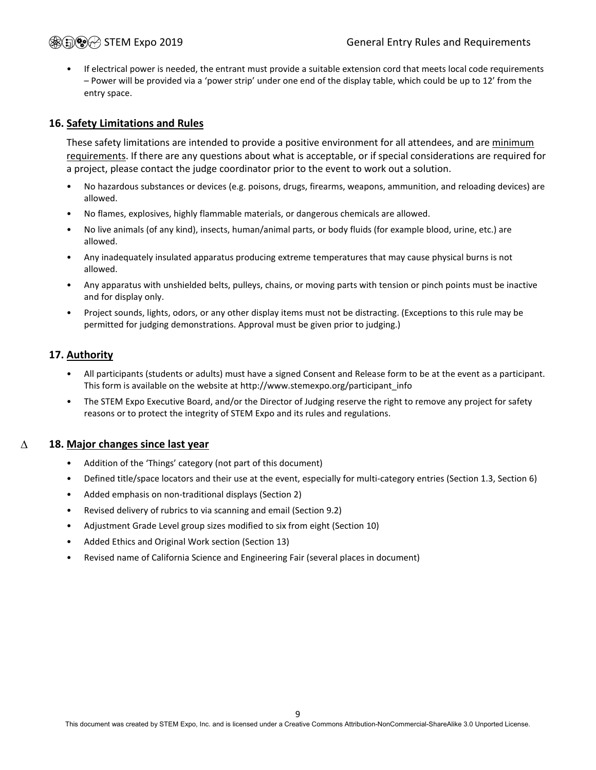- If electrical power is needed, the entrant must provide a suitable extension cord that meets local code requirements – Power will be provided via a 'power strip' under one end of the display table, which could be up to 12' from the entry space.

## 16. Safety Limitations and Rules

These safety limitations are intended to provide a positive environment for all attendees, and are minimum requirements. If there are any questions about what is acceptable, or if special considerations are required for a project, please contact the judge coordinator prior to the event to work out a solution.

- No hazardous substances or devices (e.g. poisons, drugs, firearms, weapons, ammunition, and reloading devices) are allowed.
- No flames, explosives, highly flammable materials, or dangerous chemicals are allowed.
- No live animals (of any kind), insects, human/animal parts, or body fluids (for example blood, urine, etc.) are allowed.
- Any inadequately insulated apparatus producing extreme temperatures that may cause physical burns is not allowed.
- Any apparatus with unshielded belts, pulleys, chains, or moving parts with tension or pinch points must be inactive and for display only.
- Project sounds, lights, odors, or any other display items must not be distracting. (Exceptions to this rule may be permitted for judging demonstrations. Approval must be given prior to judging.)

## 17. Authority

- All participants (students or adults) must have a signed Consent and Release form to be at the event as a participant. This form is available on the website at http://www.stemexpo.org/participant_info
- The STEM Expo Executive Board, and/or the Director of Judging reserve the right to remove any project for safety reasons or to protect the integrity of STEM Expo and its rules and regulations.

## Δ 18. Major changes since last year

- Addition of the 'Things' category (not part of this document)
- Defined title/space locators and their use at the event, especially for multi-category entries (Section 1.3, Section 6)
- Added emphasis on non-traditional displays (Section 2)
- Revised delivery of rubrics to via scanning and email (Section 9.2)
- Adjustment Grade Level group sizes modified to six from eight (Section 10)
- Added Ethics and Original Work section (Section 13)
- Revised name of California Science and Engineering Fair (several places in document)